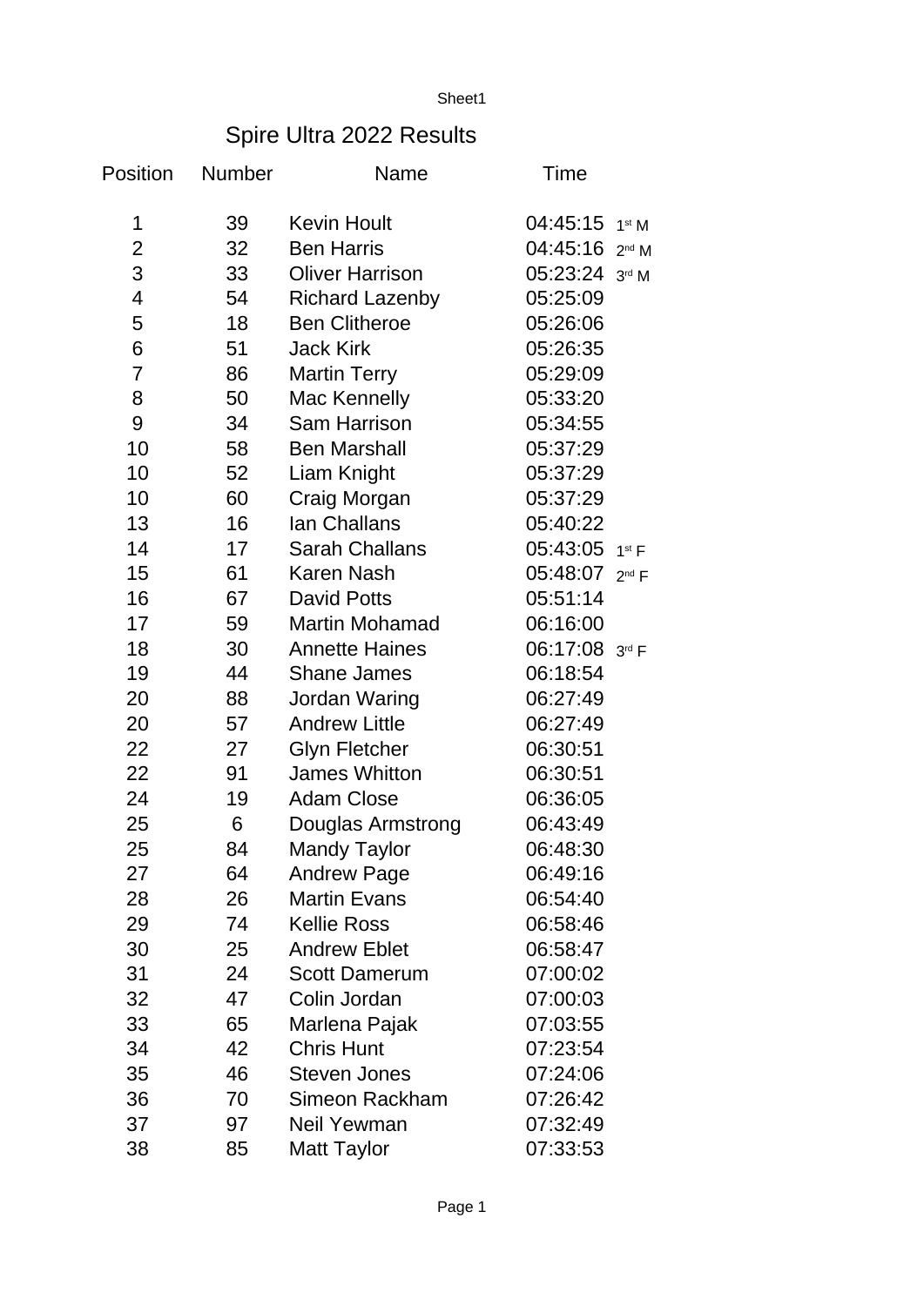# Spire Ultra 2022 Results

| Position | Number | Name | Time | |
|---|---|---|---|---|
| 1 | 39 | Kevin Hoult | 04:45:15 | 1st M |
| 2 | 32 | Ben Harris | 04:45:16 | 2nd M |
| 3 | 33 | Oliver Harrison | 05:23:24 | 3rd M |
| 4 | 54 | Richard Lazenby | 05:25:09 | |
| 5 | 18 | Ben Clitheroe | 05:26:06 | |
| 6 | 51 | Jack Kirk | 05:26:35 | |
| 7 | 86 | Martin Terry | 05:29:09 | |
| 8 | 50 | Mac Kennelly | 05:33:20 | |
| 9 | 34 | Sam Harrison | 05:34:55 | |
| 10 | 58 | Ben Marshall | 05:37:29 | |
| 10 | 52 | Liam Knight | 05:37:29 | |
| 10 | 60 | Craig Morgan | 05:37:29 | |
| 13 | 16 | Ian Challans | 05:40:22 | |
| 14 | 17 | Sarah Challans | 05:43:05 | 1st F |
| 15 | 61 | Karen Nash | 05:48:07 | 2nd F |
| 16 | 67 | David Potts | 05:51:14 | |
| 17 | 59 | Martin Mohamad | 06:16:00 | |
| 18 | 30 | Annette Haines | 06:17:08 | 3rd F |
| 19 | 44 | Shane James | 06:18:54 | |
| 20 | 88 | Jordan Waring | 06:27:49 | |
| 20 | 57 | Andrew Little | 06:27:49 | |
| 22 | 27 | Glyn Fletcher | 06:30:51 | |
| 22 | 91 | James Whitton | 06:30:51 | |
| 24 | 19 | Adam Close | 06:36:05 | |
| 25 | 6 | Douglas Armstrong | 06:43:49 | |
| 25 | 84 | Mandy Taylor | 06:48:30 | |
| 27 | 64 | Andrew Page | 06:49:16 | |
| 28 | 26 | Martin Evans | 06:54:40 | |
| 29 | 74 | Kellie Ross | 06:58:46 | |
| 30 | 25 | Andrew Eblet | 06:58:47 | |
| 31 | 24 | Scott Damerum | 07:00:02 | |
| 32 | 47 | Colin Jordan | 07:00:03 | |
| 33 | 65 | Marlena Pajak | 07:03:55 | |
| 34 | 42 | Chris Hunt | 07:23:54 | |
| 35 | 46 | Steven Jones | 07:24:06 | |
| 36 | 70 | Simeon Rackham | 07:26:42 | |
| 37 | 97 | Neil Yewman | 07:32:49 | |
| 38 | 85 | Matt Taylor | 07:33:53 | |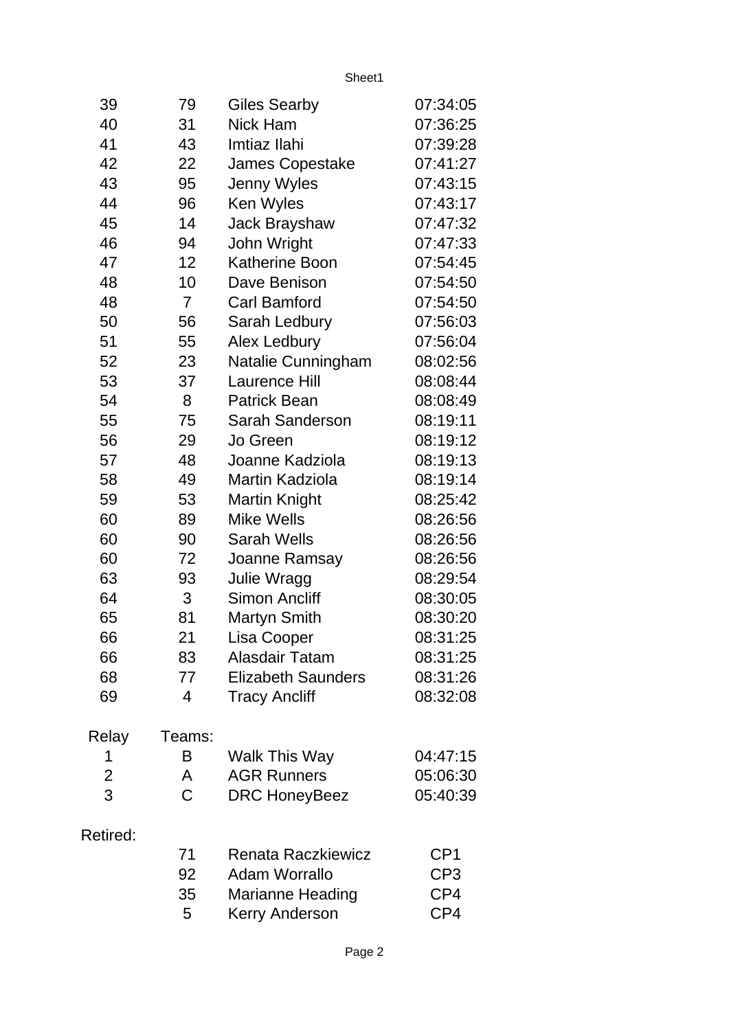| | | | |
|---|---|---|---|
| 39 | 79 | Giles Searby | 07:34:05 |
| 40 | 31 | Nick Ham | 07:36:25 |
| 41 | 43 | Imtiaz Ilahi | 07:39:28 |
| 42 | 22 | James Copestake | 07:41:27 |
| 43 | 95 | Jenny Wyles | 07:43:15 |
| 44 | 96 | Ken Wyles | 07:43:17 |
| 45 | 14 | Jack Brayshaw | 07:47:32 |
| 46 | 94 | John Wright | 07:47:33 |
| 47 | 12 | Katherine Boon | 07:54:45 |
| 48 | 10 | Dave Benison | 07:54:50 |
| 48 | 7 | Carl Bamford | 07:54:50 |
| 50 | 56 | Sarah Ledbury | 07:56:03 |
| 51 | 55 | Alex Ledbury | 07:56:04 |
| 52 | 23 | Natalie Cunningham | 08:02:56 |
| 53 | 37 | Laurence Hill | 08:08:44 |
| 54 | 8 | Patrick Bean | 08:08:49 |
| 55 | 75 | Sarah Sanderson | 08:19:11 |
| 56 | 29 | Jo Green | 08:19:12 |
| 57 | 48 | Joanne Kadziola | 08:19:13 |
| 58 | 49 | Martin Kadziola | 08:19:14 |
| 59 | 53 | Martin Knight | 08:25:42 |
| 60 | 89 | Mike Wells | 08:26:56 |
| 60 | 90 | Sarah Wells | 08:26:56 |
| 60 | 72 | Joanne Ramsay | 08:26:56 |
| 63 | 93 | Julie Wragg | 08:29:54 |
| 64 | 3 | Simon Ancliff | 08:30:05 |
| 65 | 81 | Martyn Smith | 08:30:20 |
| 66 | 21 | Lisa Cooper | 08:31:25 |
| 66 | 83 | Alasdair Tatam | 08:31:25 |
| 68 | 77 | Elizabeth Saunders | 08:31:26 |
| 69 | 4 | Tracy Ancliff | 08:32:08 |

| Relay | Teams: | | |
|---|---|---|---|
| 1 | B | Walk This Way | 04:47:15 |
| 2 | A | AGR Runners | 05:06:30 |
| 3 | C | DRC HoneyBeez | 05:40:39 |

Retired:

| | | | |
|---|---|---|---|
| | 71 | Renata Raczkiewicz | CP1 |
| | 92 | Adam Worrallo | CP3 |
| | 35 | Marianne Heading | CP4 |
| | 5 | Kerry Anderson | CP4 |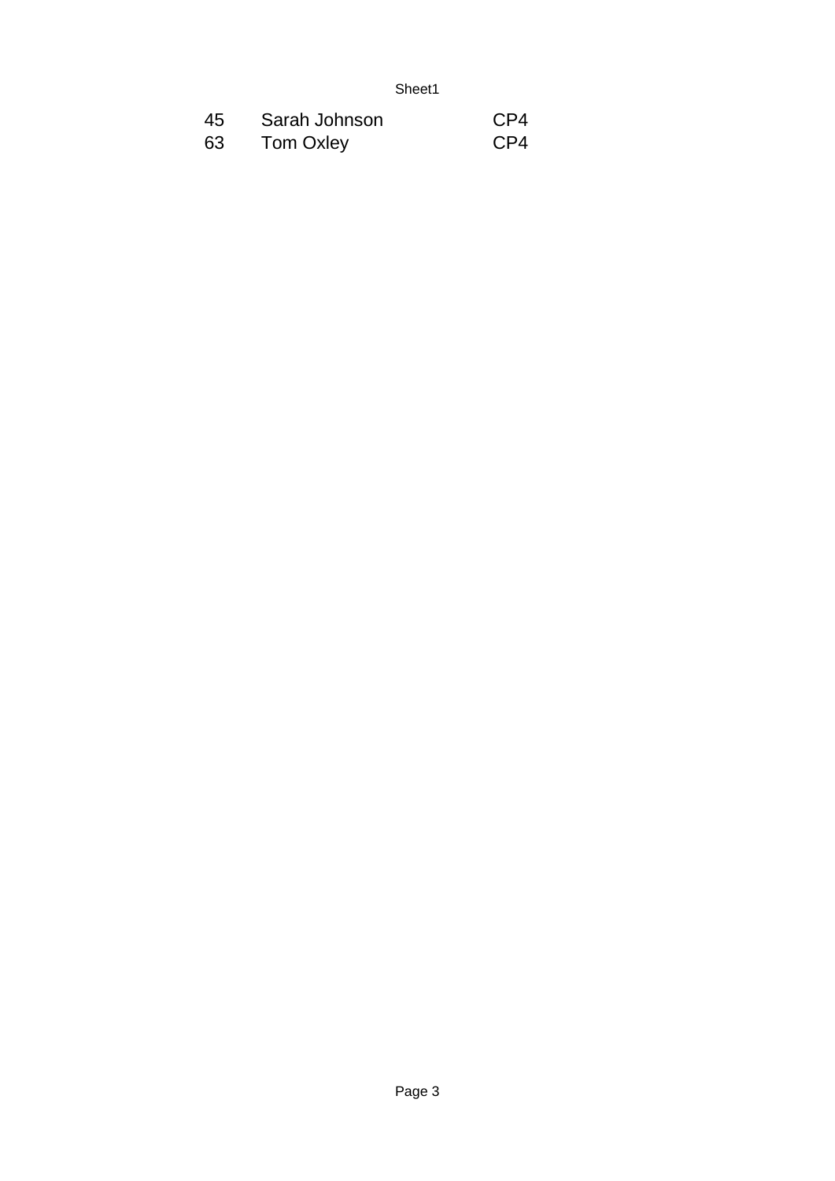| | | |
|---|---|---|
| 45 | Sarah Johnson | CP4 |
| 63 | Tom Oxley | CP4 |